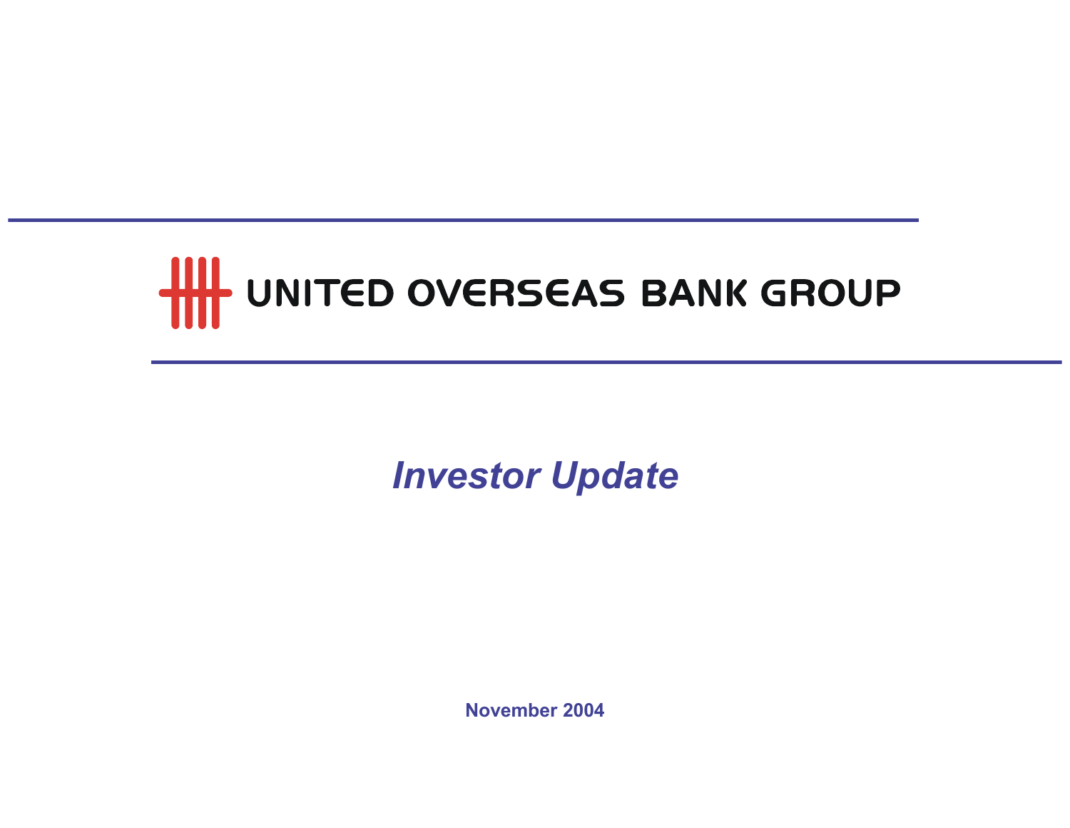# UNITED OVERSEAS BANK GROUP

## *Investor Update*

**November 2004**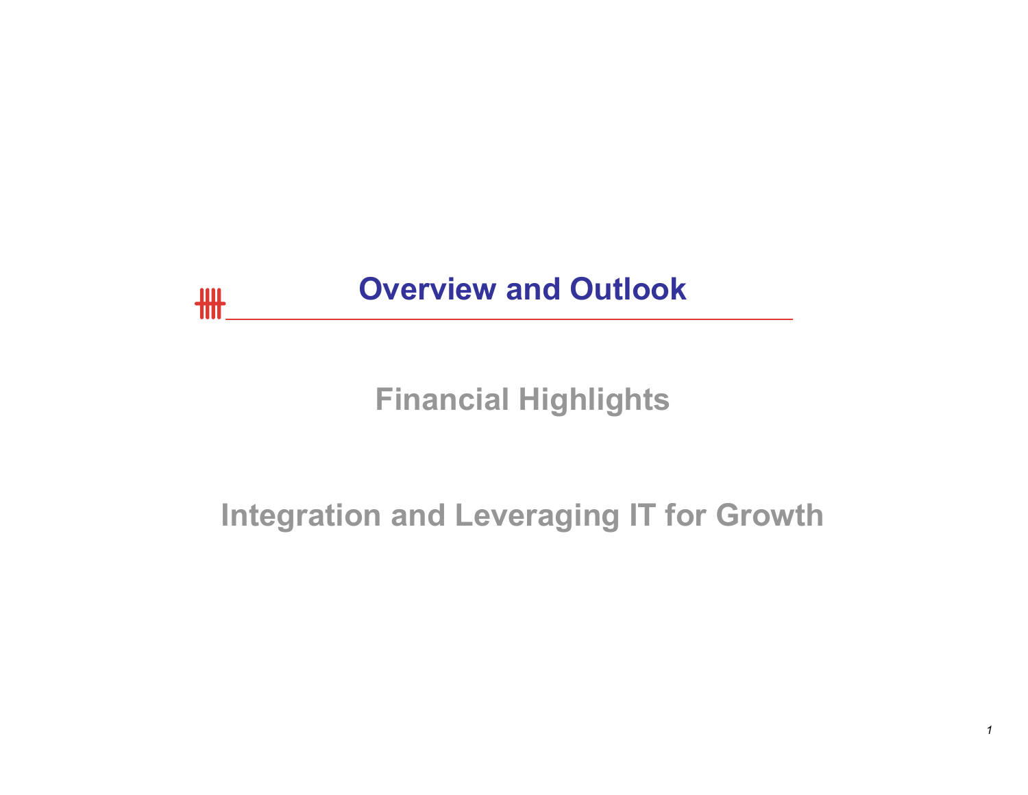## Overview and Outlook

## Financial Highlights

## Integration and Leveraging IT for Growth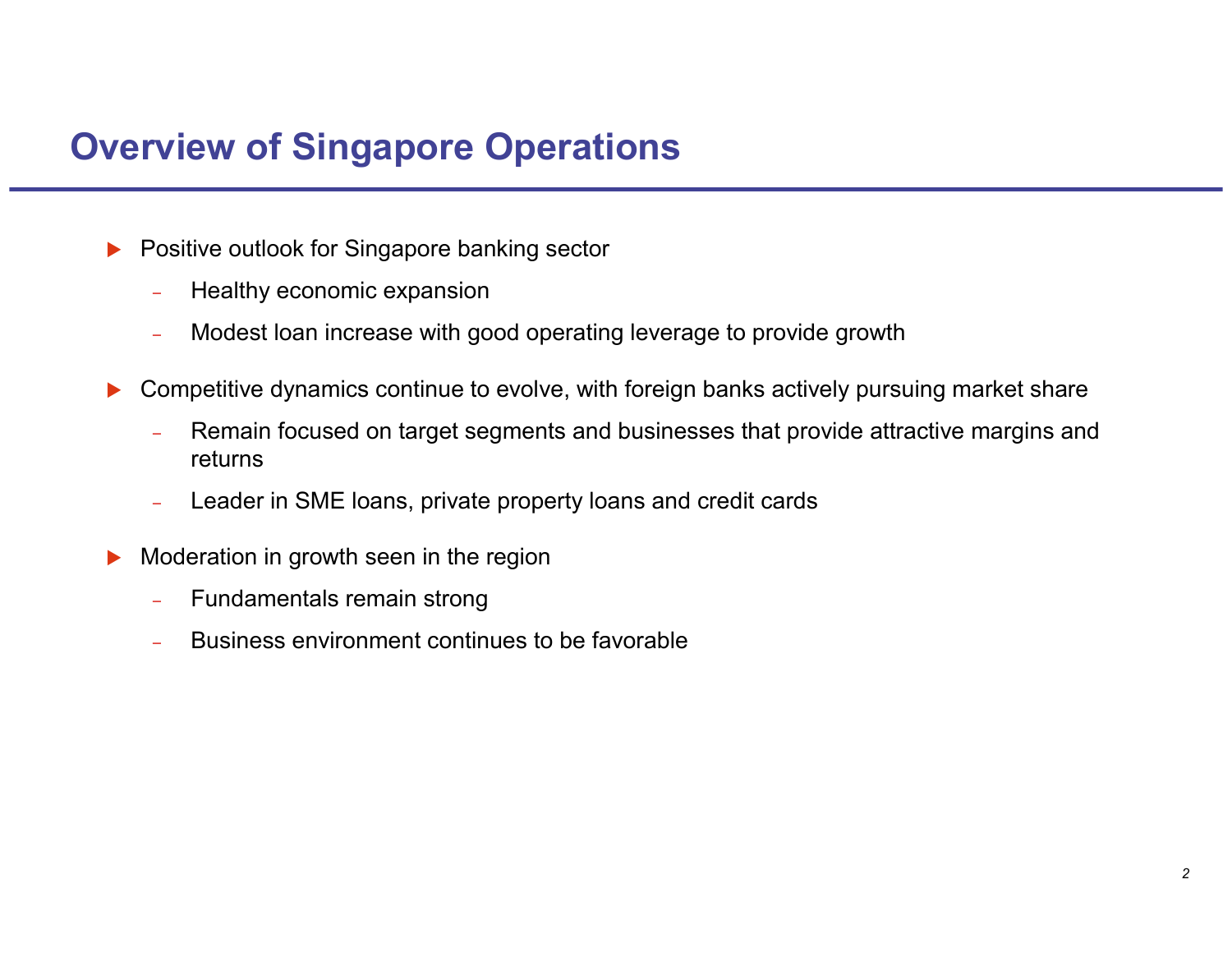# Overview of Singapore Operations

- Positive outlook for Singapore banking sector
  - Healthy economic expansion
  - Modest loan increase with good operating leverage to provide growth
- Competitive dynamics continue to evolve, with foreign banks actively pursuing market share
  - Remain focused on target segments and businesses that provide attractive margins and returns
  - Leader in SME loans, private property loans and credit cards
- Moderation in growth seen in the region
  - Fundamentals remain strong
  - Business environment continues to be favorable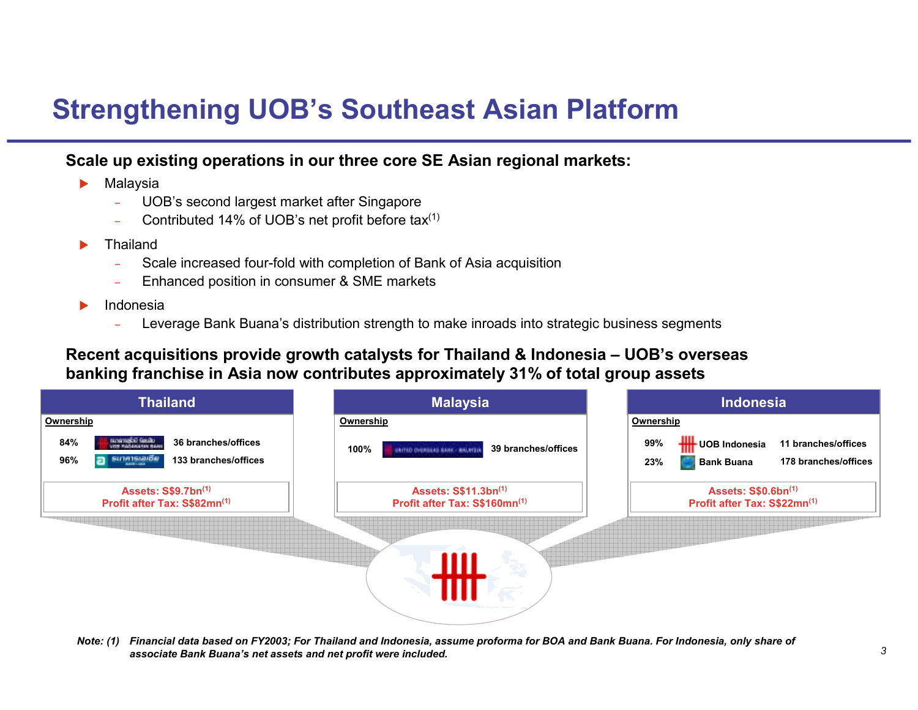# Strengthening UOB's Southeast Asian Platform

**Scale up existing operations in our three core SE Asian regional markets:**

- Malaysia
  - UOB's second largest market after Singapore
  - Contributed 14% of UOB's net profit before tax[1]
- Thailand
  - Scale increased four-fold with completion of Bank of Asia acquisition
  - Enhanced position in consumer & SME markets
- Indonesia
  - Leverage Bank Buana's distribution strength to make inroads into strategic business segments

**Recent acquisitions provide growth catalysts for Thailand & Indonesia – UOB's overseas banking franchise in Asia now contributes approximately 31% of total group assets**

**Thailand**

| Ownership | Bank | Branches/offices |
|---|---|---|
| 84% | UOB Radanasin Bank | 36 branches/offices |
| 96% | Bank of Asia | 133 branches/offices |

Assets: S$9.7bn[1]
Profit after Tax: S$82mn[1]

**Malaysia**

| Ownership | Bank | Branches/offices |
|---|---|---|
| 100% | United Overseas Bank - Malaysia | 39 branches/offices |

Assets: S$11.3bn[1]
Profit after Tax: S$160mn[1]

**Indonesia**

| Ownership | Bank | Branches/offices |
|---|---|---|
| 99% | UOB Indonesia | 11 branches/offices |
| 23% | Bank Buana | 178 branches/offices |

Assets: S$0.6bn[1]
Profit after Tax: S$22mn[1]

*Note: (1) Financial data based on FY2003; For Thailand and Indonesia, assume proforma for BOA and Bank Buana. For Indonesia, only share of associate Bank Buana's net assets and net profit were included.*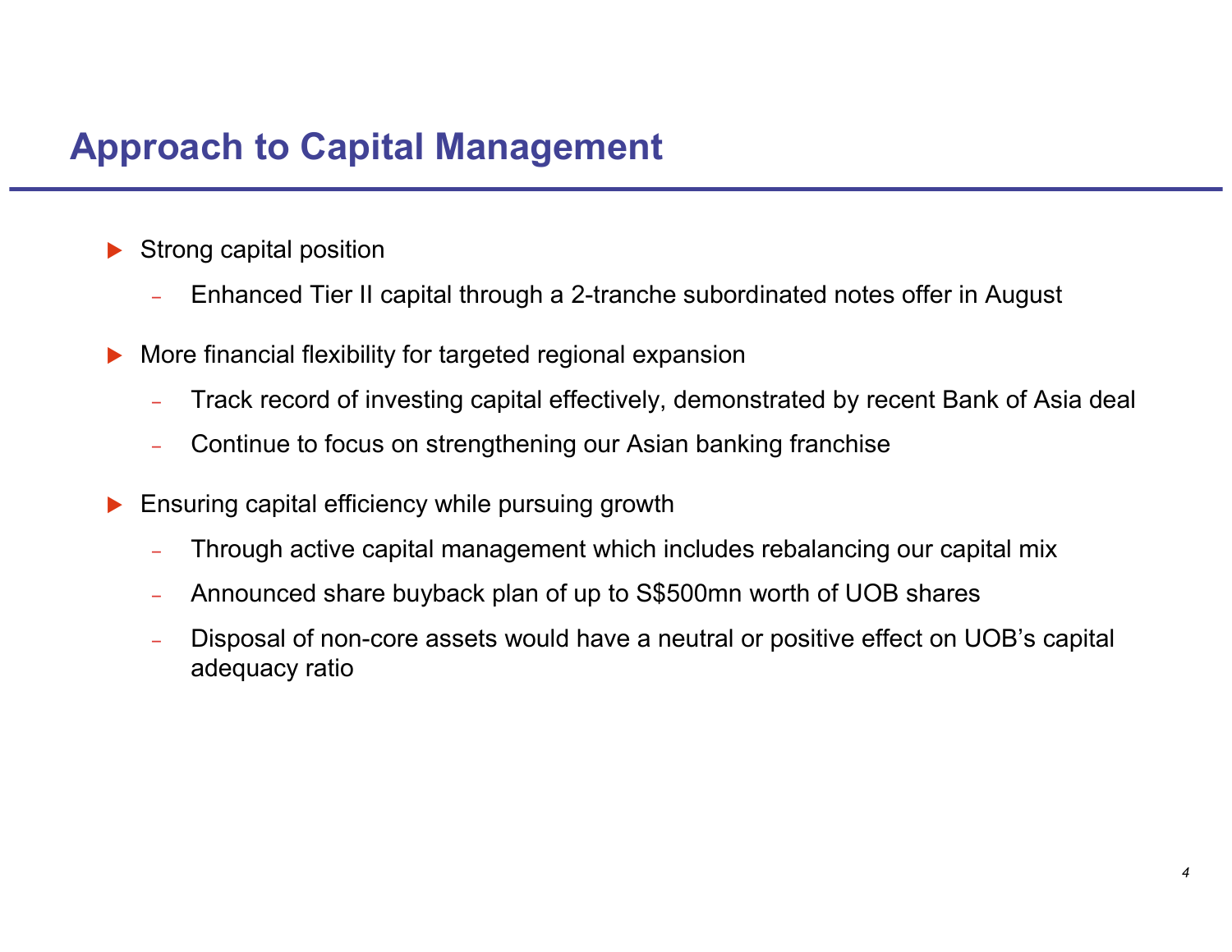# Approach to Capital Management

- Strong capital position
  - Enhanced Tier II capital through a 2-tranche subordinated notes offer in August
- More financial flexibility for targeted regional expansion
  - Track record of investing capital effectively, demonstrated by recent Bank of Asia deal
  - Continue to focus on strengthening our Asian banking franchise
- Ensuring capital efficiency while pursuing growth
  - Through active capital management which includes rebalancing our capital mix
  - Announced share buyback plan of up to S$500mn worth of UOB shares
  - Disposal of non-core assets would have a neutral or positive effect on UOB's capital adequacy ratio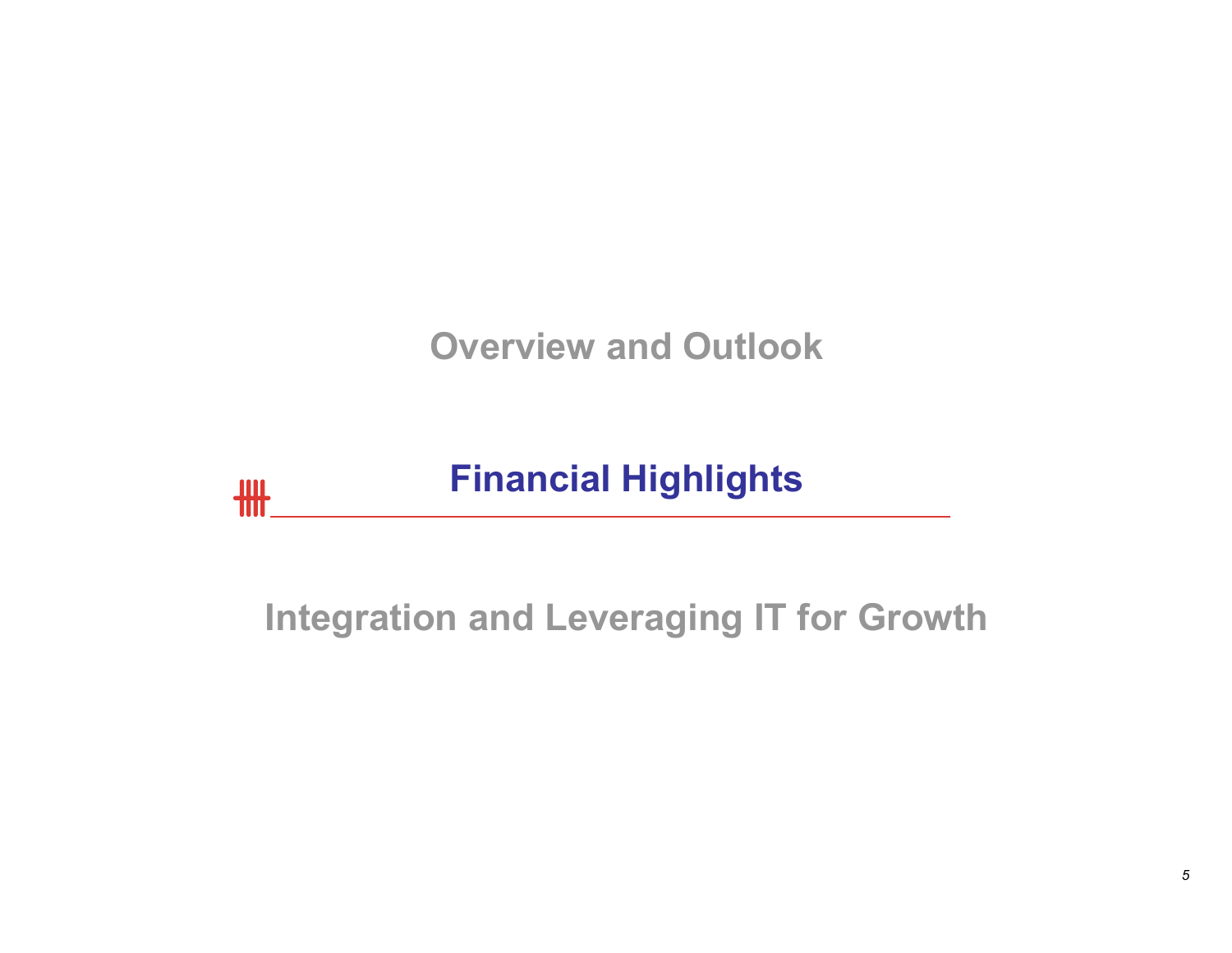Overview and Outlook

## Financial Highlights

Integration and Leveraging IT for Growth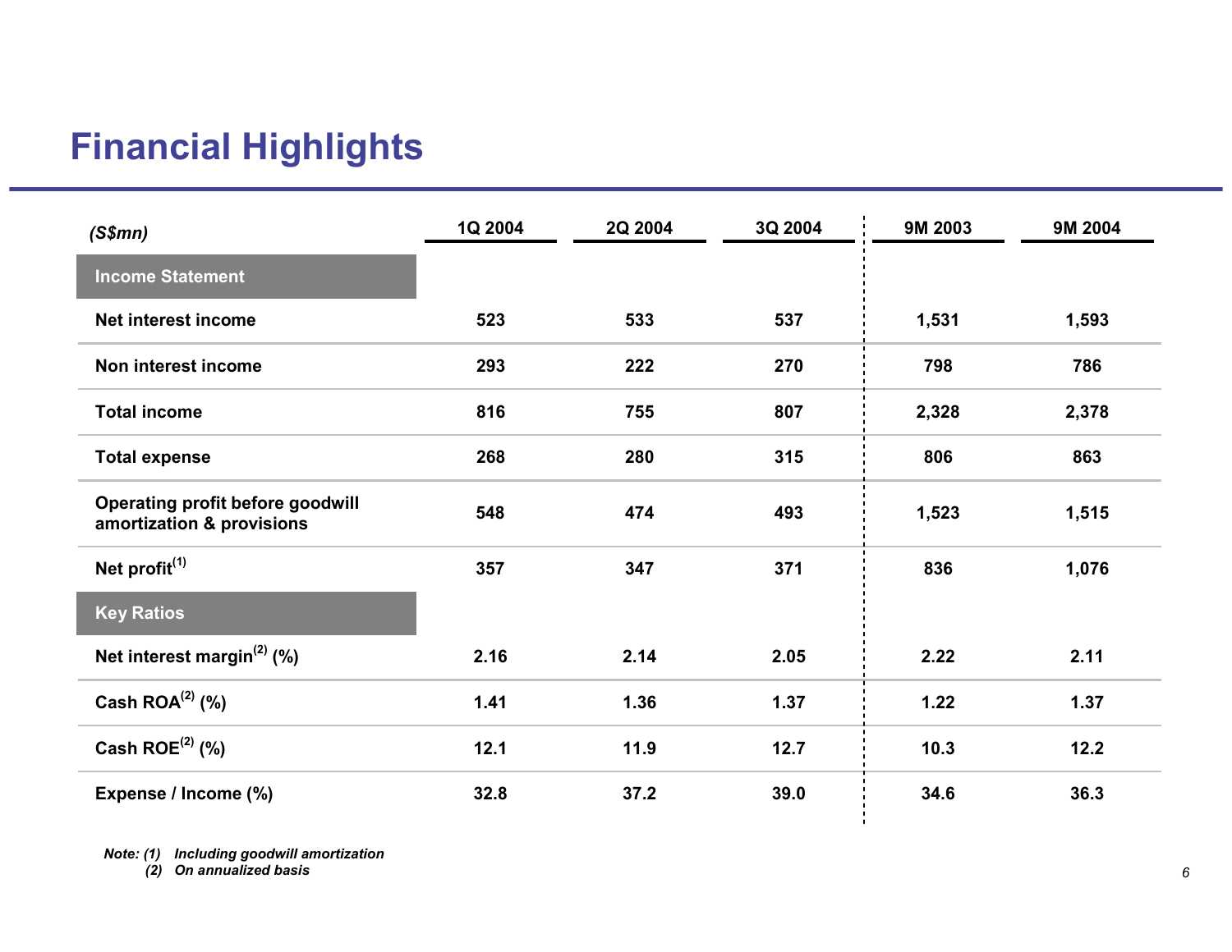# Financial Highlights

| *(S$mn)* | 1Q 2004 | 2Q 2004 | 3Q 2004 | 9M 2003 | 9M 2004 |
|---|---|---|---|---|---|
| **Income Statement** | | | | | |
| Net interest income | 523 | 533 | 537 | 1,531 | 1,593 |
| Non interest income | 293 | 222 | 270 | 798 | 786 |
| Total income | 816 | 755 | 807 | 2,328 | 2,378 |
| Total expense | 268 | 280 | 315 | 806 | 863 |
| Operating profit before goodwill amortization & provisions | 548 | 474 | 493 | 1,523 | 1,515 |
| Net profit[(1)] | 357 | 347 | 371 | 836 | 1,076 |
| **Key Ratios** | | | | | |
| Net interest margin[(2)] (%) | 2.16 | 2.14 | 2.05 | 2.22 | 2.11 |
| Cash ROA[(2)] (%) | 1.41 | 1.36 | 1.37 | 1.22 | 1.37 |
| Cash ROE[(2)] (%) | 12.1 | 11.9 | 12.7 | 10.3 | 12.2 |
| Expense / Income (%) | 32.8 | 37.2 | 39.0 | 34.6 | 36.3 |

*Note: (1) Including goodwill amortization*
*(2) On annualized basis*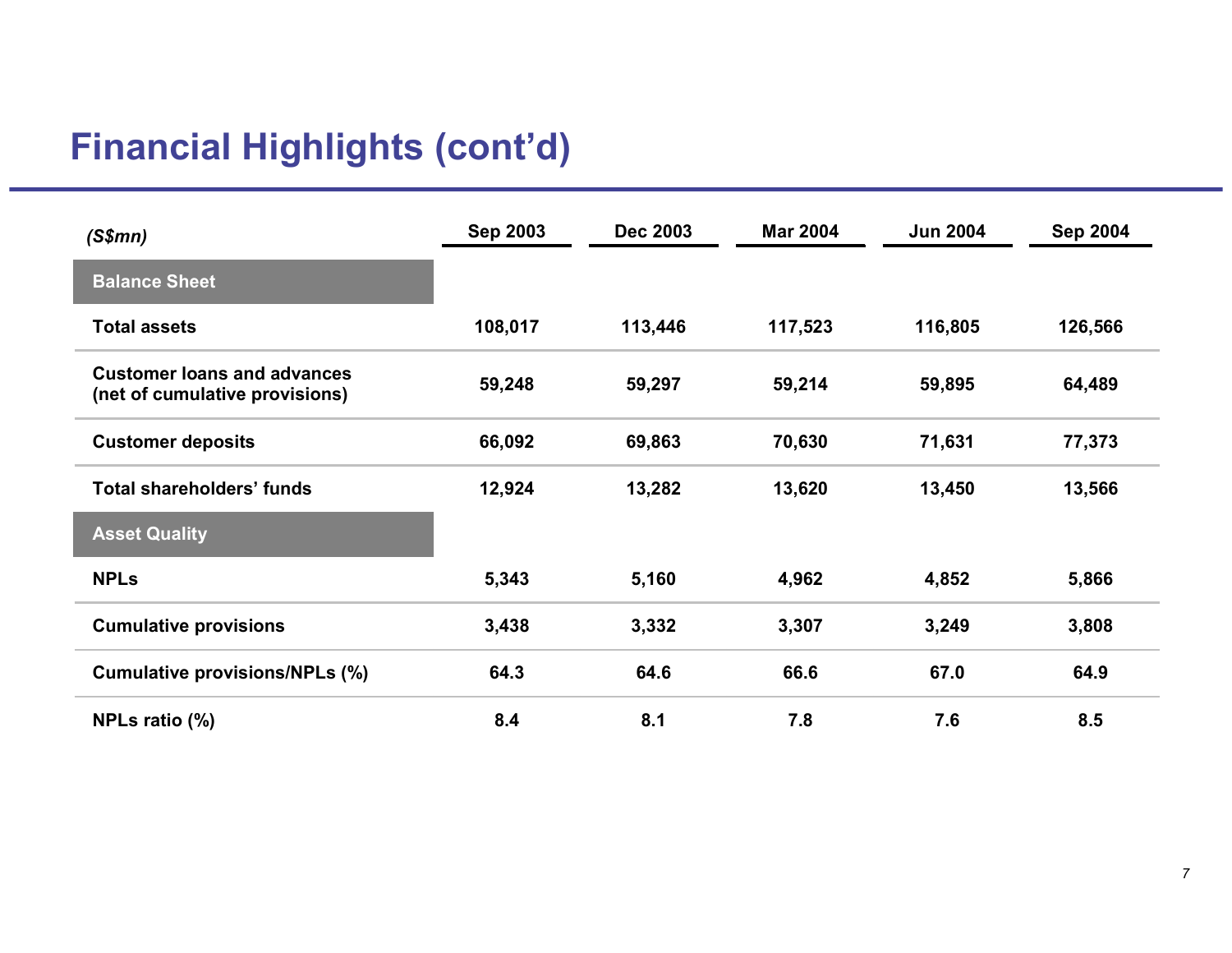# Financial Highlights (cont'd)

| *(S$mn)* | Sep 2003 | Dec 2003 | Mar 2004 | Jun 2004 | Sep 2004 |
|---|---|---|---|---|---|
| **Balance Sheet** | | | | | |
| **Total assets** | **108,017** | **113,446** | **117,523** | **116,805** | **126,566** |
| **Customer loans and advances (net of cumulative provisions)** | **59,248** | **59,297** | **59,214** | **59,895** | **64,489** |
| **Customer deposits** | **66,092** | **69,863** | **70,630** | **71,631** | **77,373** |
| **Total shareholders' funds** | **12,924** | **13,282** | **13,620** | **13,450** | **13,566** |
| **Asset Quality** | | | | | |
| **NPLs** | **5,343** | **5,160** | **4,962** | **4,852** | **5,866** |
| **Cumulative provisions** | **3,438** | **3,332** | **3,307** | **3,249** | **3,808** |
| **Cumulative provisions/NPLs (%)** | **64.3** | **64.6** | **66.6** | **67.0** | **64.9** |
| **NPLs ratio (%)** | **8.4** | **8.1** | **7.8** | **7.6** | **8.5** |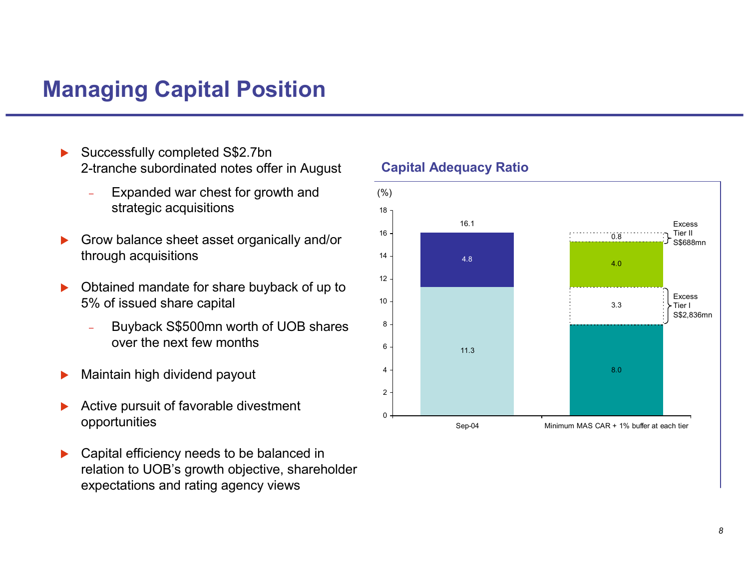# Managing Capital Position

- Successfully completed S$2.7bn 2-tranche subordinated notes offer in August
  - Expanded war chest for growth and strategic acquisitions
- Grow balance sheet asset organically and/or through acquisitions
- Obtained mandate for share buyback of up to 5% of issued share capital
  - Buyback S$500mn worth of UOB shares over the next few months
- Maintain high dividend payout
- Active pursuit of favorable divestment opportunities
- Capital efficiency needs to be balanced in relation to UOB's growth objective, shareholder expectations and rating agency views

## Capital Adequacy Ratio

(%)

| | Sep-04 | Minimum MAS CAR + 1% buffer at each tier |
|---|---|---|
| Tier I | 11.3 | 8.0 |
| Excess Tier I (S$2,836mn) | | 3.3 |
| Tier II | 4.8 | 4.0 |
| Excess Tier II (S$688mn) | | 0.8 |
| Total | 16.1 | |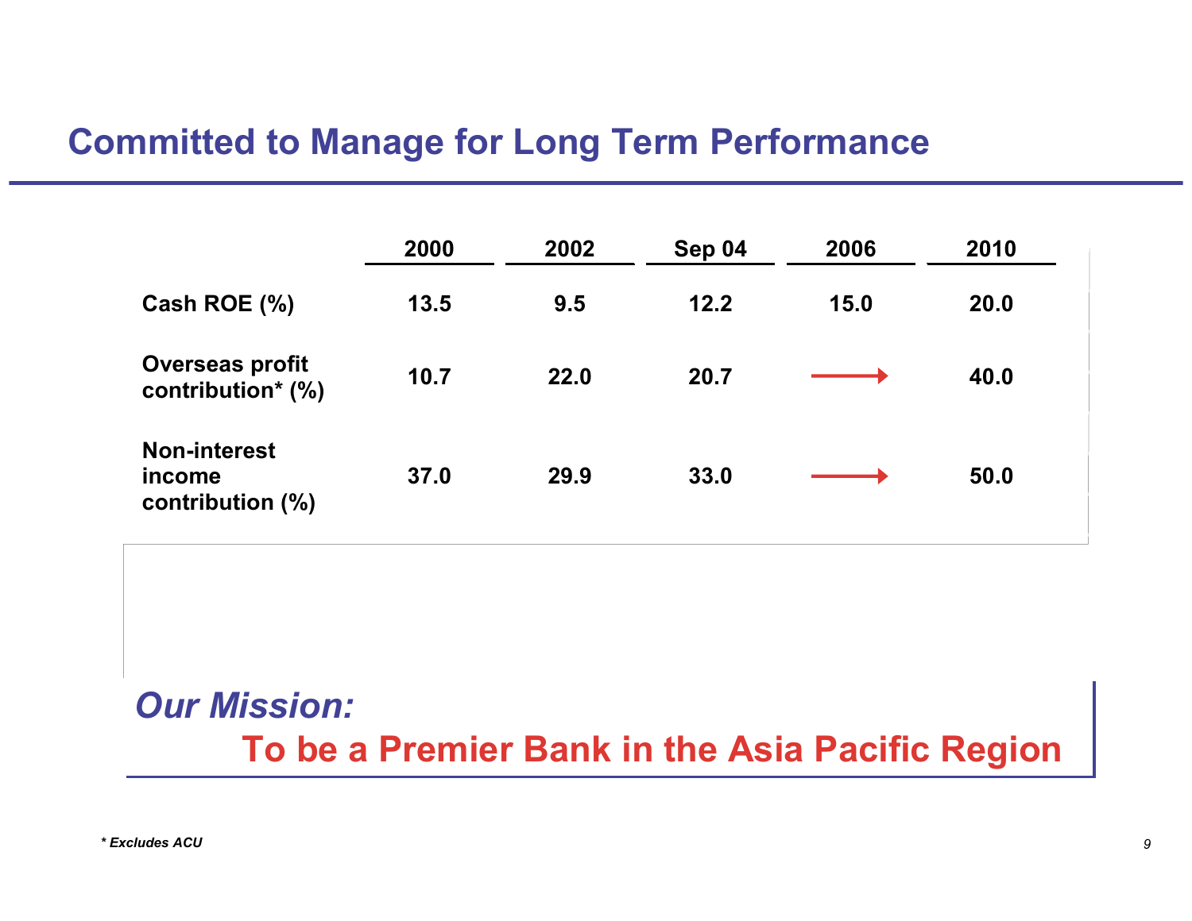## Committed to Manage for Long Term Performance

| | 2000 | 2002 | Sep 04 | 2006 | 2010 |
|---|---|---|---|---|---|
| Cash ROE (%) | 13.5 | 9.5 | 12.2 | 15.0 | 20.0 |
| Overseas profit contribution* (%) | 10.7 | 22.0 | 20.7 | → | 40.0 |
| Non-interest income contribution (%) | 37.0 | 29.9 | 33.0 | → | 50.0 |

***Our Mission:***

**To be a Premier Bank in the Asia Pacific Region**

*\* Excludes ACU*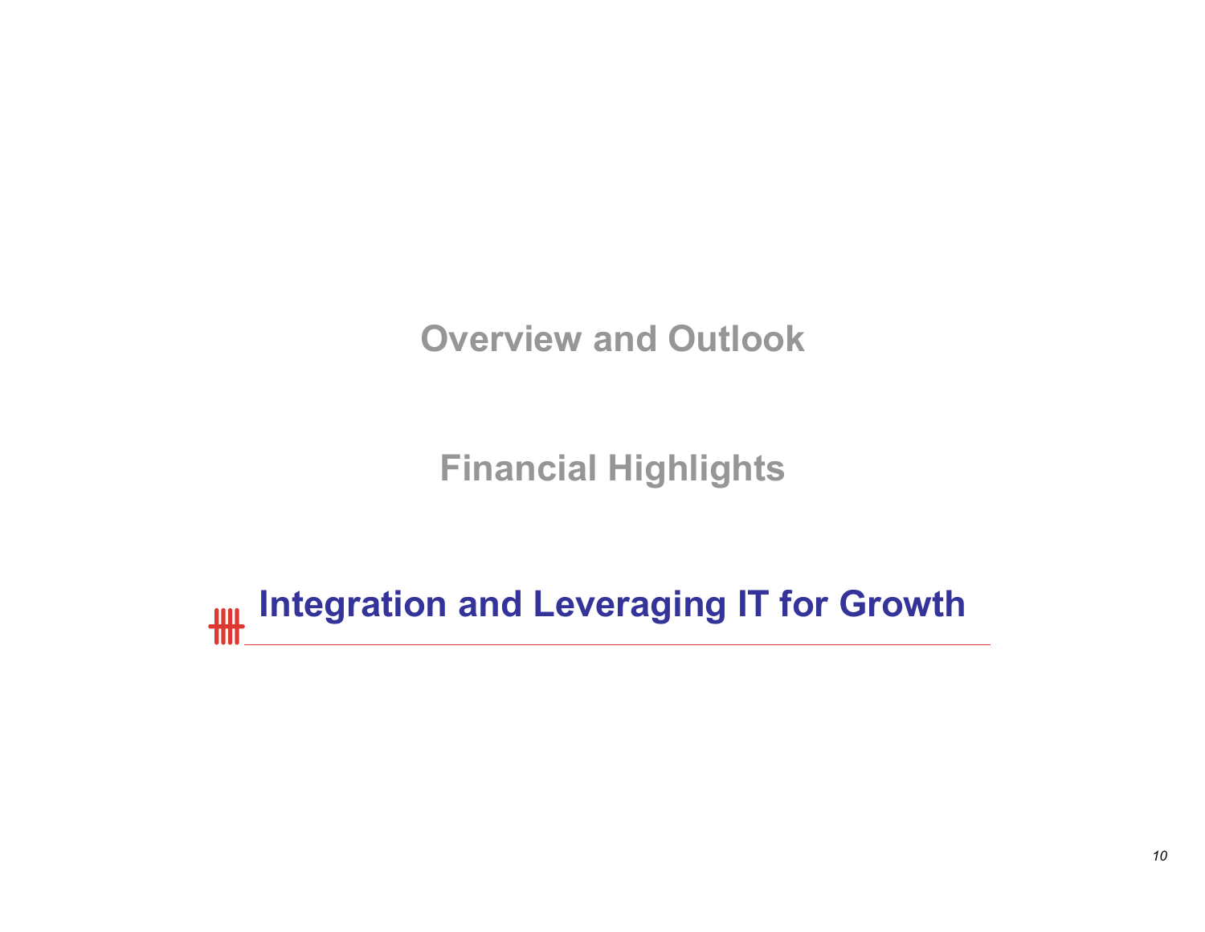Overview and Outlook

Financial Highlights

## Integration and Leveraging IT for Growth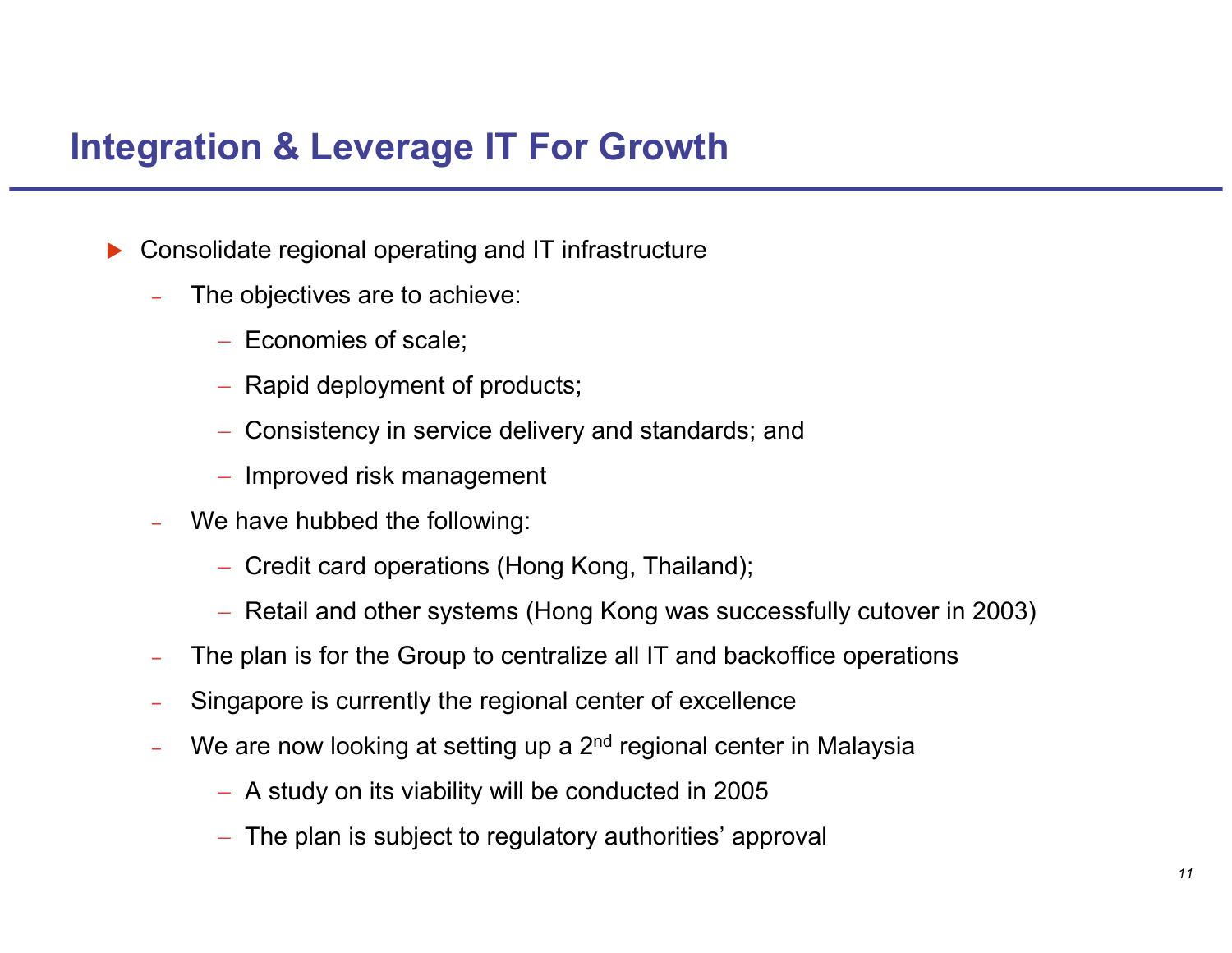# Integration & Leverage IT For Growth

- Consolidate regional operating and IT infrastructure
  - The objectives are to achieve:
    - Economies of scale;
    - Rapid deployment of products;
    - Consistency in service delivery and standards; and
    - Improved risk management
  - We have hubbed the following:
    - Credit card operations (Hong Kong, Thailand);
    - Retail and other systems (Hong Kong was successfully cutover in 2003)
  - The plan is for the Group to centralize all IT and backoffice operations
  - Singapore is currently the regional center of excellence
  - We are now looking at setting up a 2nd regional center in Malaysia
    - A study on its viability will be conducted in 2005
    - The plan is subject to regulatory authorities' approval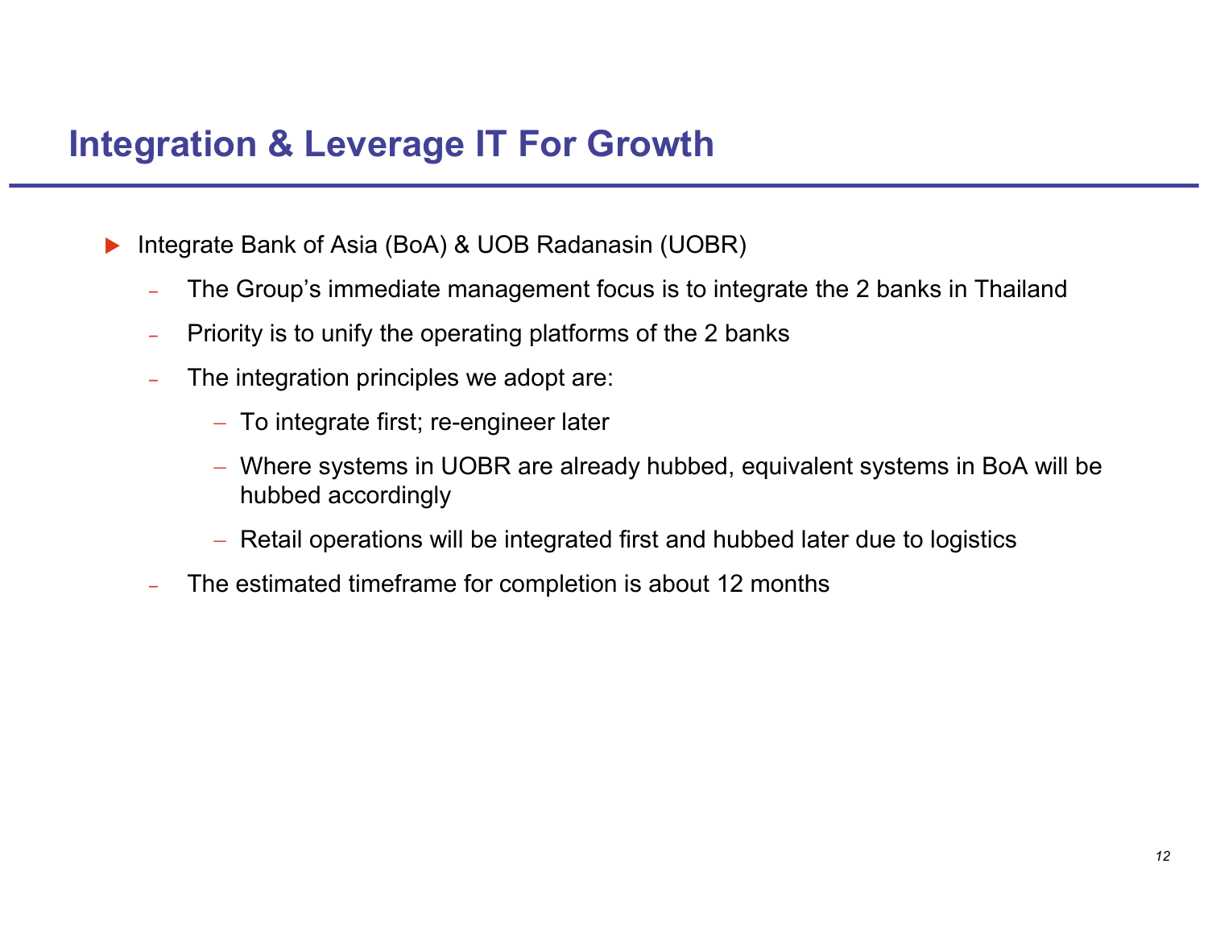# Integration & Leverage IT For Growth

- Integrate Bank of Asia (BoA) & UOB Radanasin (UOBR)
  - The Group's immediate management focus is to integrate the 2 banks in Thailand
  - Priority is to unify the operating platforms of the 2 banks
  - The integration principles we adopt are:
    - To integrate first; re-engineer later
    - Where systems in UOBR are already hubbed, equivalent systems in BoA will be hubbed accordingly
    - Retail operations will be integrated first and hubbed later due to logistics
  - The estimated timeframe for completion is about 12 months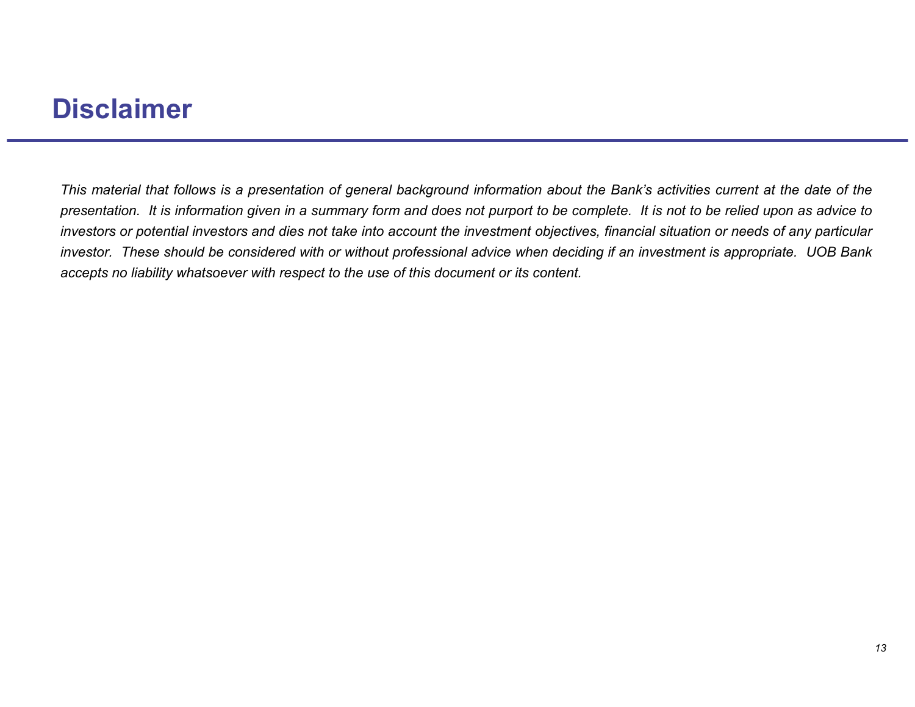# Disclaimer

*This material that follows is a presentation of general background information about the Bank's activities current at the date of the presentation. It is information given in a summary form and does not purport to be complete. It is not to be relied upon as advice to investors or potential investors and dies not take into account the investment objectives, financial situation or needs of any particular investor. These should be considered with or without professional advice when deciding if an investment is appropriate. UOB Bank accepts no liability whatsoever with respect to the use of this document or its content.*